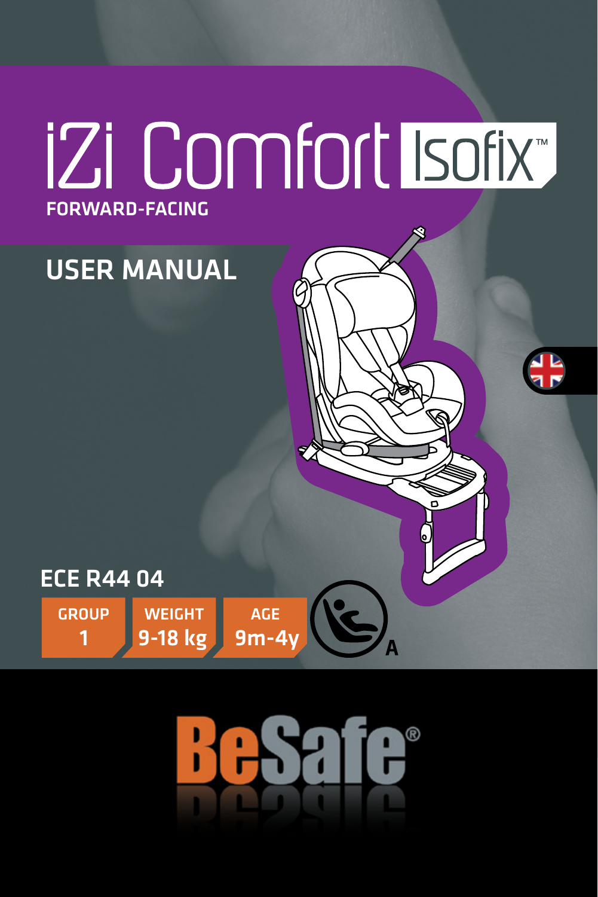# iZi Comfort Isofix™

**FORWARD-FACING**

## USER MANUAL

**ECE R44 04**

| GROUP | WEIGHT | AGE |
| --- | --- | --- |
| 1 | 9-18 kg | 9m-4y |

A

BeSafe®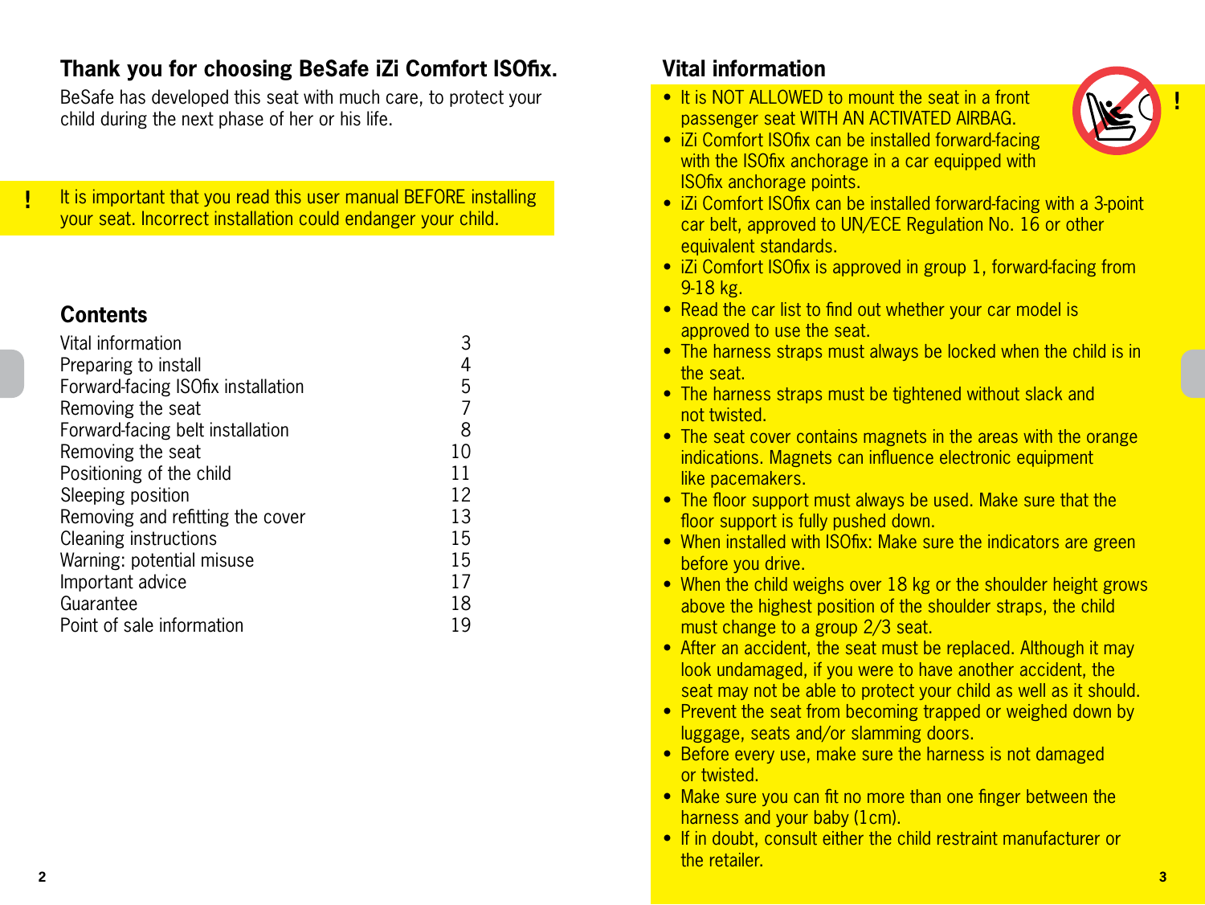## Thank you for choosing BeSafe iZi Comfort ISOfix.

BeSafe has developed this seat with much care, to protect your child during the next phase of her or his life.

! It is important that you read this user manual BEFORE installing your seat. Incorrect installation could endanger your child.

## Contents

| | |
|---|---|
| Vital information | 3 |
| Preparing to install | 4 |
| Forward-facing ISOfix installation | 5 |
| Removing the seat | 7 |
| Forward-facing belt installation | 8 |
| Removing the seat | 10 |
| Positioning of the child | 11 |
| Sleeping position | 12 |
| Removing and refitting the cover | 13 |
| Cleaning instructions | 15 |
| Warning: potential misuse | 15 |
| Important advice | 17 |
| Guarantee | 18 |
| Point of sale information | 19 |

## Vital information

!

- It is NOT ALLOWED to mount the seat in a front passenger seat WITH AN ACTIVATED AIRBAG.
- iZi Comfort ISOfix can be installed forward-facing with the ISOfix anchorage in a car equipped with ISOfix anchorage points.
- iZi Comfort ISOfix can be installed forward-facing with a 3-point car belt, approved to UN/ECE Regulation No. 16 or other equivalent standards.
- iZi Comfort ISOfix is approved in group 1, forward-facing from 9-18 kg.
- Read the car list to find out whether your car model is approved to use the seat.
- The harness straps must always be locked when the child is in the seat.
- The harness straps must be tightened without slack and not twisted.
- The seat cover contains magnets in the areas with the orange indications. Magnets can influence electronic equipment like pacemakers.
- The floor support must always be used. Make sure that the floor support is fully pushed down.
- When installed with ISOfix: Make sure the indicators are green before you drive.
- When the child weighs over 18 kg or the shoulder height grows above the highest position of the shoulder straps, the child must change to a group 2/3 seat.
- After an accident, the seat must be replaced. Although it may look undamaged, if you were to have another accident, the seat may not be able to protect your child as well as it should.
- Prevent the seat from becoming trapped or weighed down by luggage, seats and/or slamming doors.
- Before every use, make sure the harness is not damaged or twisted.
- Make sure you can fit no more than one finger between the harness and your baby (1cm).
- If in doubt, consult either the child restraint manufacturer or the retailer.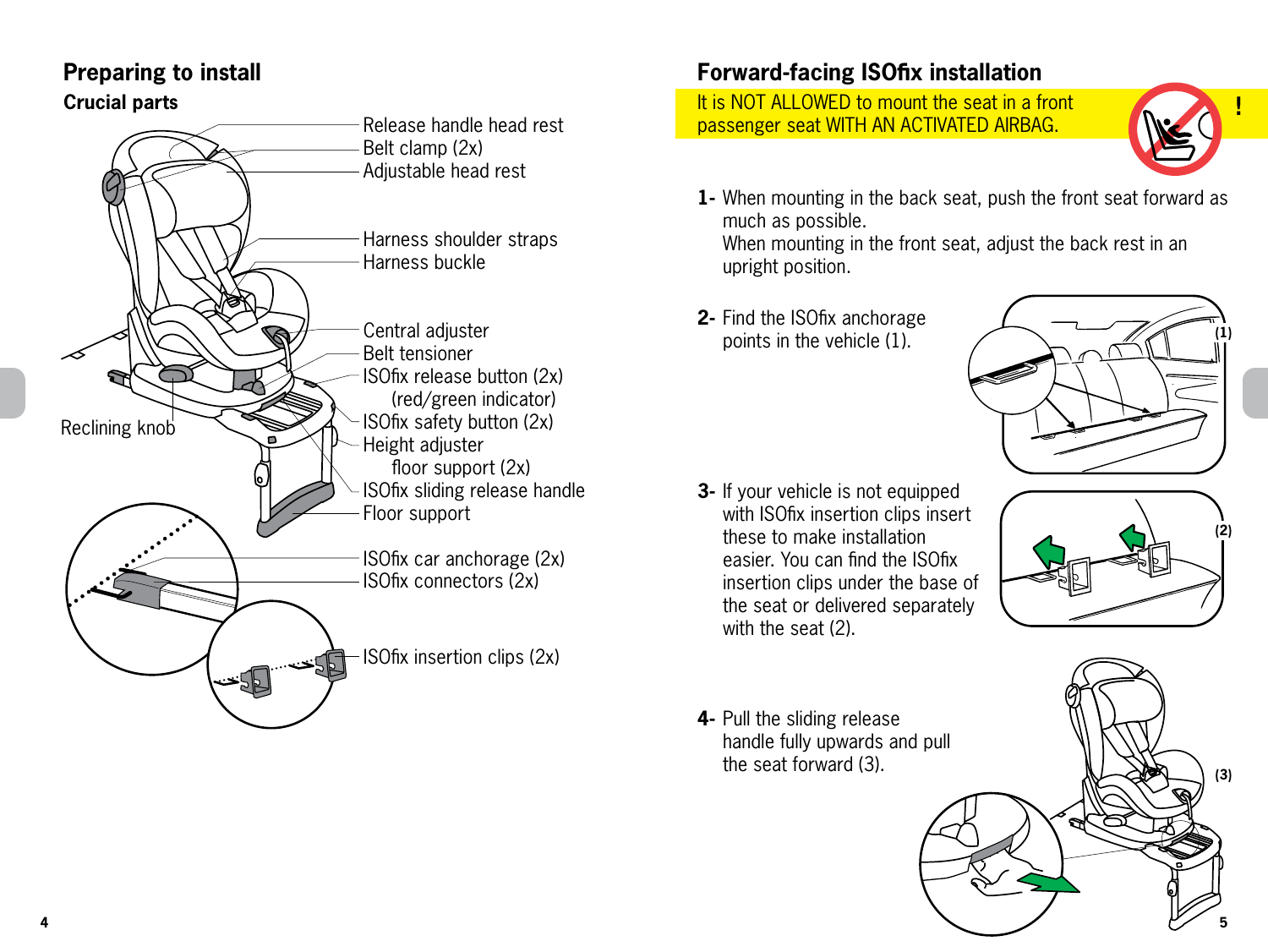## Preparing to install

### Crucial parts

- Release handle head rest
- Belt clamp (2x)
- Adjustable head rest
- Harness shoulder straps
- Harness buckle
- Central adjuster
- Belt tensioner
- ISOfix release button (2x) (red/green indicator)
- ISOfix safety button (2x)
- Height adjuster floor support (2x)
- ISOfix sliding release handle
- Floor support
- Reclining knob
- ISOfix car anchorage (2x)
- ISOfix connectors (2x)
- ISOfix insertion clips (2x)

## Forward-facing ISOfix installation

**It is NOT ALLOWED to mount the seat in a front passenger seat WITH AN ACTIVATED AIRBAG.**

**1-** When mounting in the back seat, push the front seat forward as much as possible.
When mounting in the front seat, adjust the back rest in an upright position.

**2-** Find the ISOfix anchorage points in the vehicle (1).

**3-** If your vehicle is not equipped with ISOfix insertion clips insert these to make installation easier. You can find the ISOfix insertion clips under the base of the seat or delivered separately with the seat (2).

**4-** Pull the sliding release handle fully upwards and pull the seat forward (3).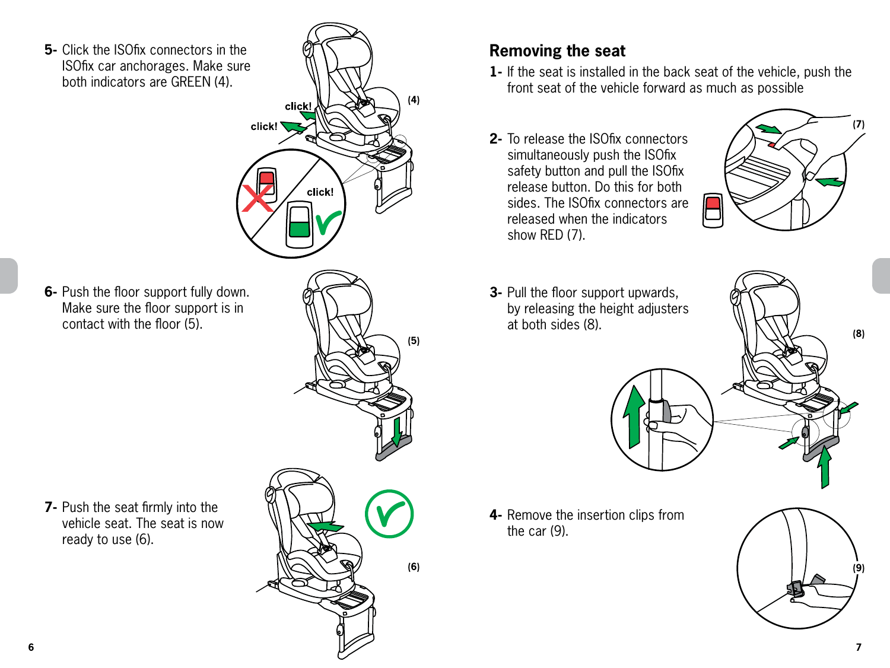5- Click the ISOfix connectors in the ISOfix car anchorages. Make sure both indicators are GREEN (4).

6- Push the floor support fully down. Make sure the floor support is in contact with the floor (5).

7- Push the seat firmly into the vehicle seat. The seat is now ready to use (6).

## Removing the seat

1- If the seat is installed in the back seat of the vehicle, push the front seat of the vehicle forward as much as possible

2- To release the ISOfix connectors simultaneously push the ISOfix safety button and pull the ISOfix release button. Do this for both sides. The ISOfix connectors are released when the indicators show RED (7).

3- Pull the floor support upwards, by releasing the height adjusters at both sides (8).

4- Remove the insertion clips from the car (9).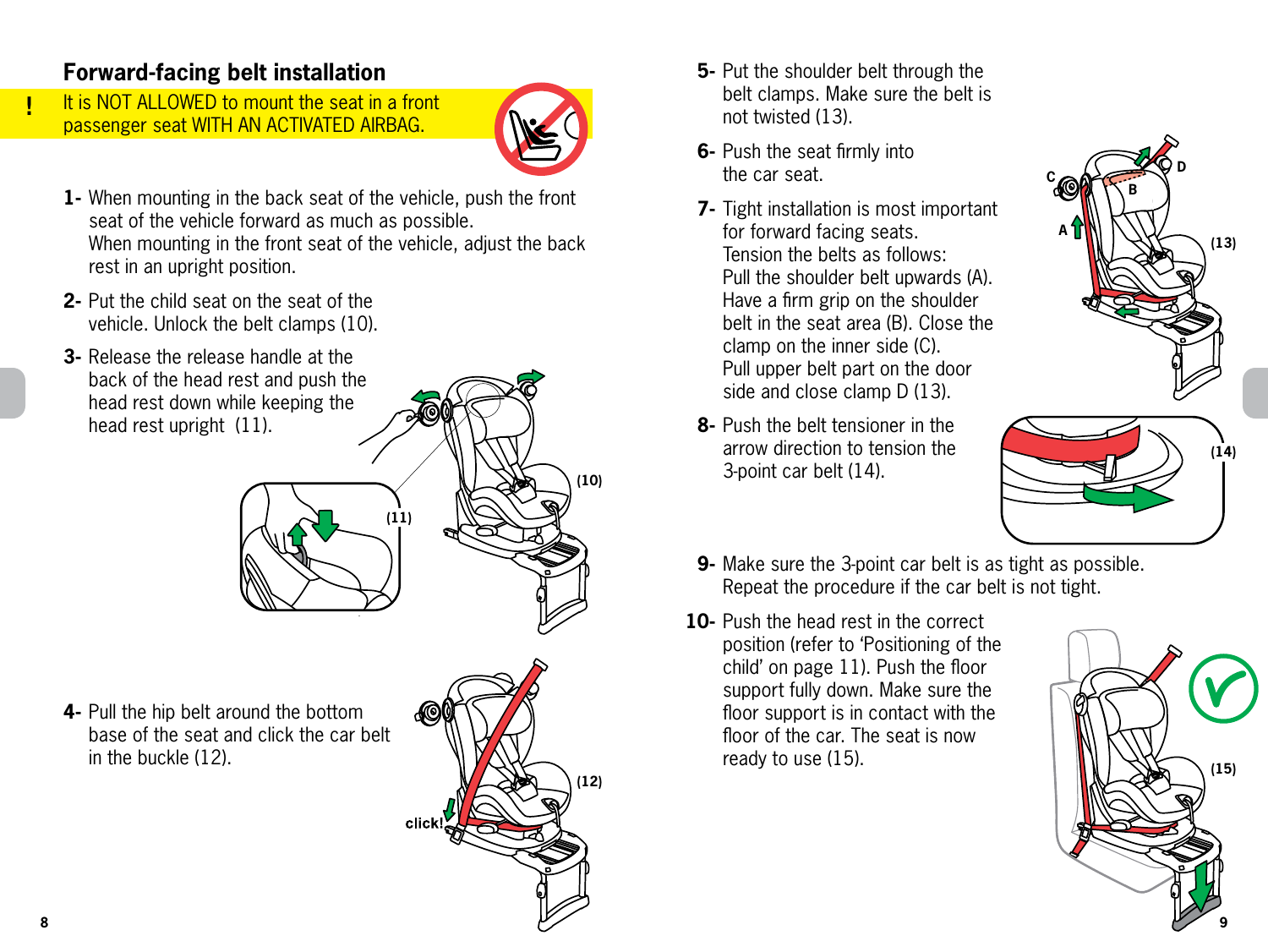## Forward-facing belt installation

**!** It is NOT ALLOWED to mount the seat in a front passenger seat WITH AN ACTIVATED AIRBAG.

**1-** When mounting in the back seat of the vehicle, push the front seat of the vehicle forward as much as possible.
When mounting in the front seat of the vehicle, adjust the back rest in an upright position.

**2-** Put the child seat on the seat of the vehicle. Unlock the belt clamps (10).

**3-** Release the release handle at the back of the head rest and push the head rest down while keeping the head rest upright (11).

**4-** Pull the hip belt around the bottom base of the seat and click the car belt in the buckle (12).

**5-** Put the shoulder belt through the belt clamps. Make sure the belt is not twisted (13).

**6-** Push the seat firmly into the car seat.

**7-** Tight installation is most important for forward facing seats.
Tension the belts as follows:
Pull the shoulder belt upwards (A).
Have a firm grip on the shoulder belt in the seat area (B). Close the clamp on the inner side (C).
Pull upper belt part on the door side and close clamp D (13).

**8-** Push the belt tensioner in the arrow direction to tension the 3-point car belt (14).

**9-** Make sure the 3-point car belt is as tight as possible.
Repeat the procedure if the car belt is not tight.

**10-** Push the head rest in the correct position (refer to 'Positioning of the child' on page 11). Push the floor support fully down. Make sure the floor support is in contact with the floor of the car. The seat is now ready to use (15).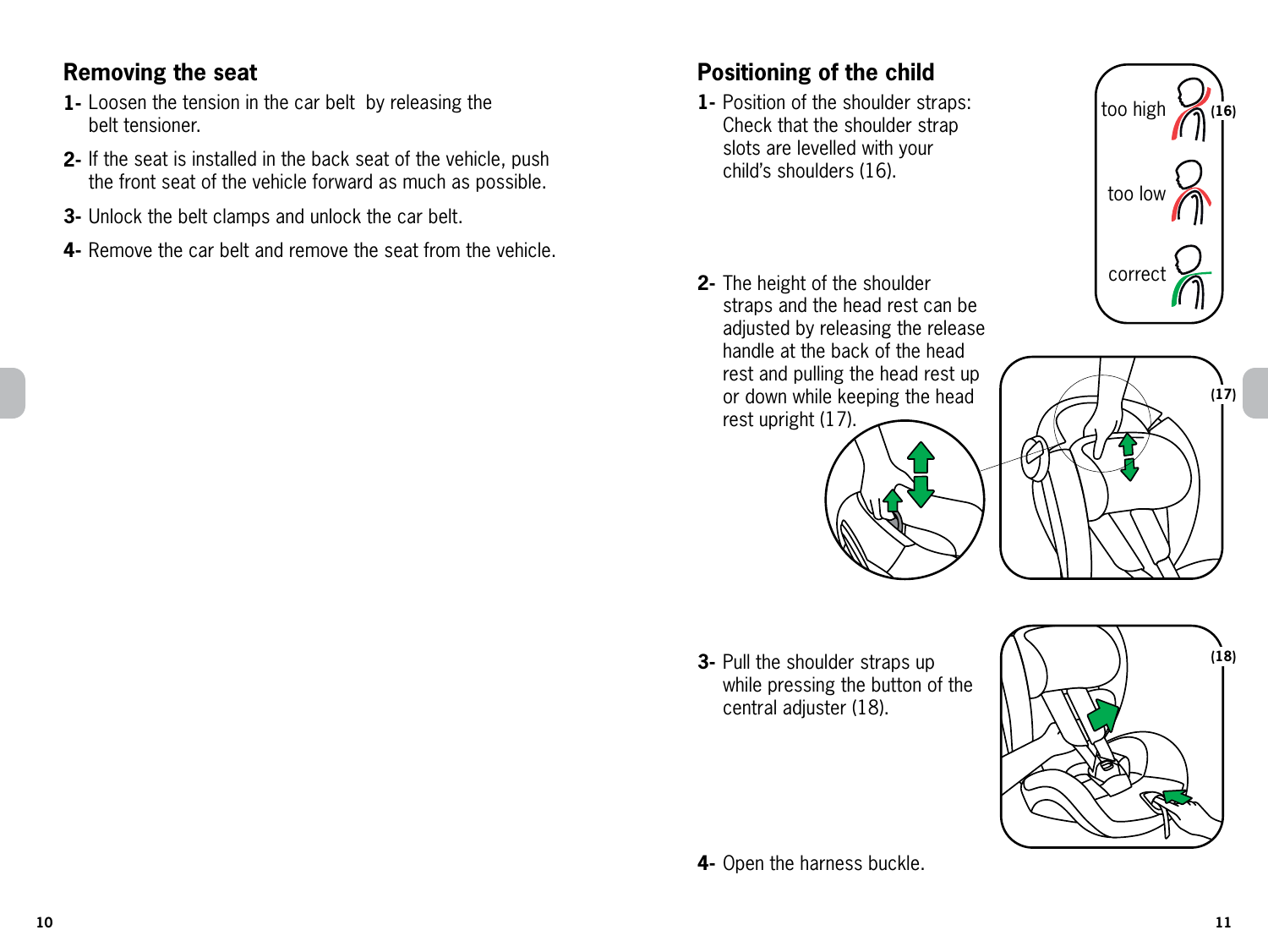## Removing the seat

1- Loosen the tension in the car belt by releasing the belt tensioner.

2- If the seat is installed in the back seat of the vehicle, push the front seat of the vehicle forward as much as possible.

3- Unlock the belt clamps and unlock the car belt.

4- Remove the car belt and remove the seat from the vehicle.

## Positioning of the child

1- Position of the shoulder straps: Check that the shoulder strap slots are levelled with your child's shoulders (16).

too high (16)

too low

correct

2- The height of the shoulder straps and the head rest can be adjusted by releasing the release handle at the back of the head rest and pulling the head rest up or down while keeping the head rest upright (17).

(17)

3- Pull the shoulder straps up while pressing the button of the central adjuster (18).

(18)

4- Open the harness buckle.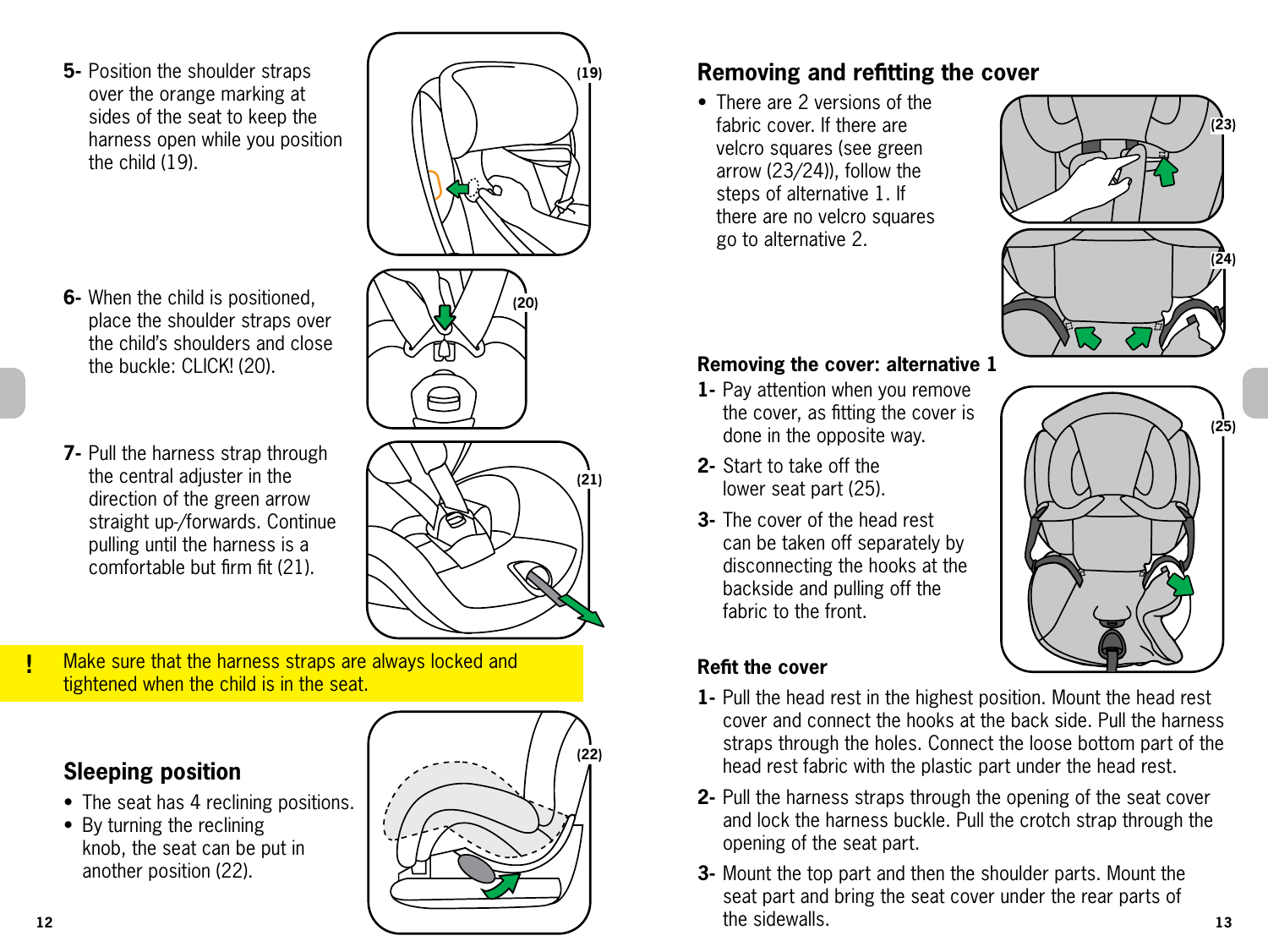5- Position the shoulder straps over the orange marking at sides of the seat to keep the harness open while you position the child (19).

6- When the child is positioned, place the shoulder straps over the child's shoulders and close the buckle: CLICK! (20).

7- Pull the harness strap through the central adjuster in the direction of the green arrow straight up-/forwards. Continue pulling until the harness is a comfortable but firm fit (21).

**!** Make sure that the harness straps are always locked and tightened when the child is in the seat.

## Sleeping position

- The seat has 4 reclining positions.
- By turning the reclining knob, the seat can be put in another position (22).

## Removing and refitting the cover

- There are 2 versions of the fabric cover. If there are velcro squares (see green arrow (23/24)), follow the steps of alternative 1. If there are no velcro squares go to alternative 2.

### Removing the cover: alternative 1

1- Pay attention when you remove the cover, as fitting the cover is done in the opposite way.

2- Start to take off the lower seat part (25).

3- The cover of the head rest can be taken off separately by disconnecting the hooks at the backside and pulling off the fabric to the front.

### Refit the cover

1- Pull the head rest in the highest position. Mount the head rest cover and connect the hooks at the back side. Pull the harness straps through the holes. Connect the loose bottom part of the head rest fabric with the plastic part under the head rest.

2- Pull the harness straps through the opening of the seat cover and lock the harness buckle. Pull the crotch strap through the opening of the seat part.

3- Mount the top part and then the shoulder parts. Mount the seat part and bring the seat cover under the rear parts of the sidewalls.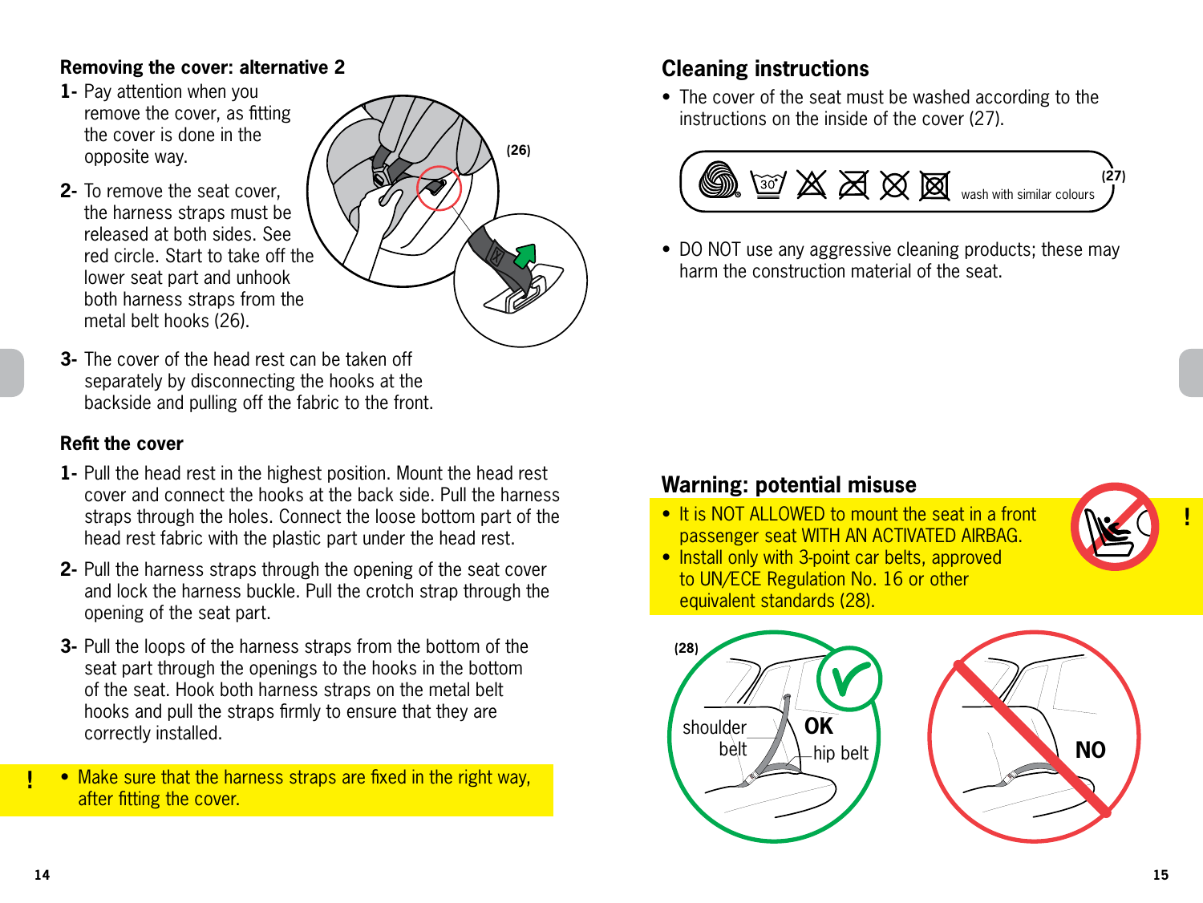### Removing the cover: alternative 2

1- Pay attention when you remove the cover, as fitting the cover is done in the opposite way.

2- To remove the seat cover, the harness straps must be released at both sides. See red circle. Start to take off the lower seat part and unhook both harness straps from the metal belt hooks (26).

3- The cover of the head rest can be taken off separately by disconnecting the hooks at the backside and pulling off the fabric to the front.

### Refit the cover

1- Pull the head rest in the highest position. Mount the head rest cover and connect the hooks at the back side. Pull the harness straps through the holes. Connect the loose bottom part of the head rest fabric with the plastic part under the head rest.

2- Pull the harness straps through the opening of the seat cover and lock the harness buckle. Pull the crotch strap through the opening of the seat part.

3- Pull the loops of the harness straps from the bottom of the seat part through the openings to the hooks in the bottom of the seat. Hook both harness straps on the metal belt hooks and pull the straps firmly to ensure that they are correctly installed.

! • Make sure that the harness straps are fixed in the right way, after fitting the cover.

## Cleaning instructions

- The cover of the seat must be washed according to the instructions on the inside of the cover (27).

(27) 30° wash with similar colours

- DO NOT use any aggressive cleaning products; these may harm the construction material of the seat.

## Warning: potential misuse

- It is NOT ALLOWED to mount the seat in a front passenger seat WITH AN ACTIVATED AIRBAG.
- Install only with 3-point car belts, approved to UN/ECE Regulation No. 16 or other equivalent standards (28).

(28) shoulder belt, hip belt — OK / NO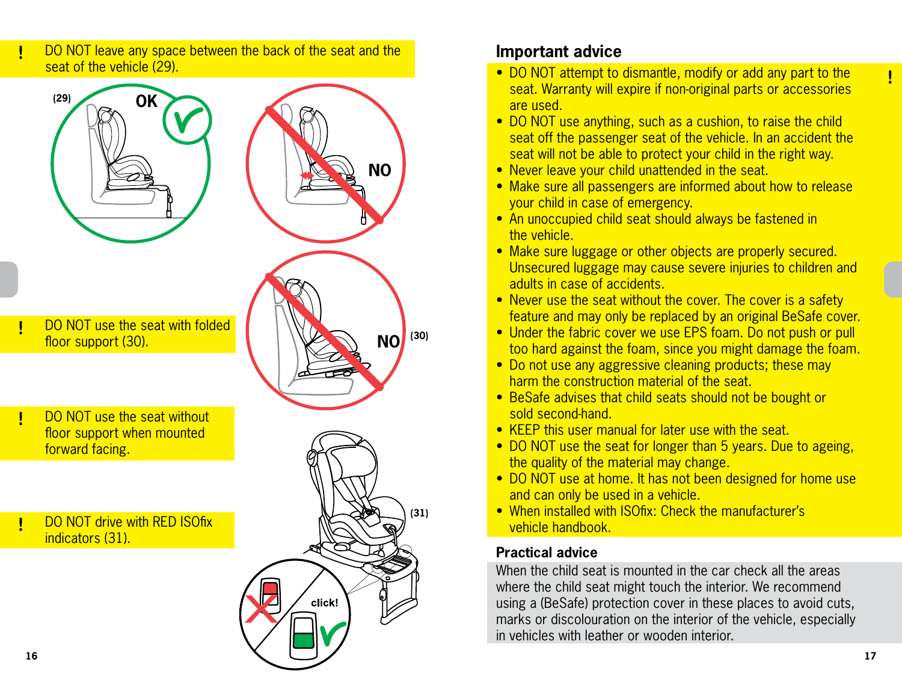! DO NOT leave any space between the back of the seat and the seat of the vehicle (29).

(29) OK

NO

! DO NOT use the seat with folded floor support (30).

NO (30)

! DO NOT use the seat without floor support when mounted forward facing.

! DO NOT drive with RED ISOfix indicators (31).

(31)

click!

## Important advice

- DO NOT attempt to dismantle, modify or add any part to the seat. Warranty will expire if non-original parts or accessories are used.
- DO NOT use anything, such as a cushion, to raise the child seat off the passenger seat of the vehicle. In an accident the seat will not be able to protect your child in the right way.
- Never leave your child unattended in the seat.
- Make sure all passengers are informed about how to release your child in case of emergency.
- An unoccupied child seat should always be fastened in the vehicle.
- Make sure luggage or other objects are properly secured. Unsecured luggage may cause severe injuries to children and adults in case of accidents.
- Never use the seat without the cover. The cover is a safety feature and may only be replaced by an original BeSafe cover.
- Under the fabric cover we use EPS foam. Do not push or pull too hard against the foam, since you might damage the foam.
- Do not use any aggressive cleaning products; these may harm the construction material of the seat.
- BeSafe advises that child seats should not be bought or sold second-hand.
- KEEP this user manual for later use with the seat.
- DO NOT use the seat for longer than 5 years. Due to ageing, the quality of the material may change.
- DO NOT use at home. It has not been designed for home use and can only be used in a vehicle.
- When installed with ISOfix: Check the manufacturer's vehicle handbook.

### Practical advice

When the child seat is mounted in the car check all the areas where the child seat might touch the interior. We recommend using a (BeSafe) protection cover in these places to avoid cuts, marks or discolouration on the interior of the vehicle, especially in vehicles with leather or wooden interior.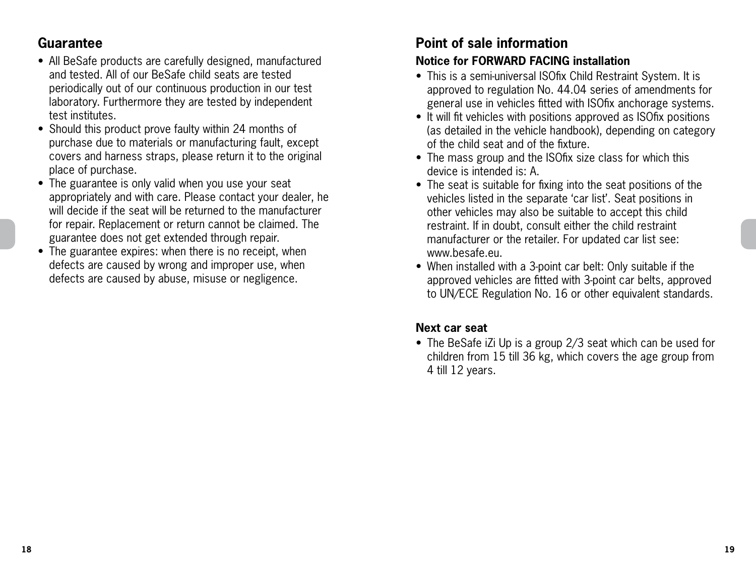## Guarantee

- All BeSafe products are carefully designed, manufactured and tested. All of our BeSafe child seats are tested periodically out of our continuous production in our test laboratory. Furthermore they are tested by independent test institutes.
- Should this product prove faulty within 24 months of purchase due to materials or manufacturing fault, except covers and harness straps, please return it to the original place of purchase.
- The guarantee is only valid when you use your seat appropriately and with care. Please contact your dealer, he will decide if the seat will be returned to the manufacturer for repair. Replacement or return cannot be claimed. The guarantee does not get extended through repair.
- The guarantee expires: when there is no receipt, when defects are caused by wrong and improper use, when defects are caused by abuse, misuse or negligence.

## Point of sale information

### Notice for FORWARD FACING installation

- This is a semi-universal ISOfix Child Restraint System. It is approved to regulation No. 44.04 series of amendments for general use in vehicles fitted with ISOfix anchorage systems.
- It will fit vehicles with positions approved as ISOfix positions (as detailed in the vehicle handbook), depending on category of the child seat and of the fixture.
- The mass group and the ISOfix size class for which this device is intended is: A.
- The seat is suitable for fixing into the seat positions of the vehicles listed in the separate 'car list'. Seat positions in other vehicles may also be suitable to accept this child restraint. If in doubt, consult either the child restraint manufacturer or the retailer. For updated car list see: www.besafe.eu.
- When installed with a 3-point car belt: Only suitable if the approved vehicles are fitted with 3-point car belts, approved to UN/ECE Regulation No. 16 or other equivalent standards.

### Next car seat

- The BeSafe iZi Up is a group 2/3 seat which can be used for children from 15 till 36 kg, which covers the age group from 4 till 12 years.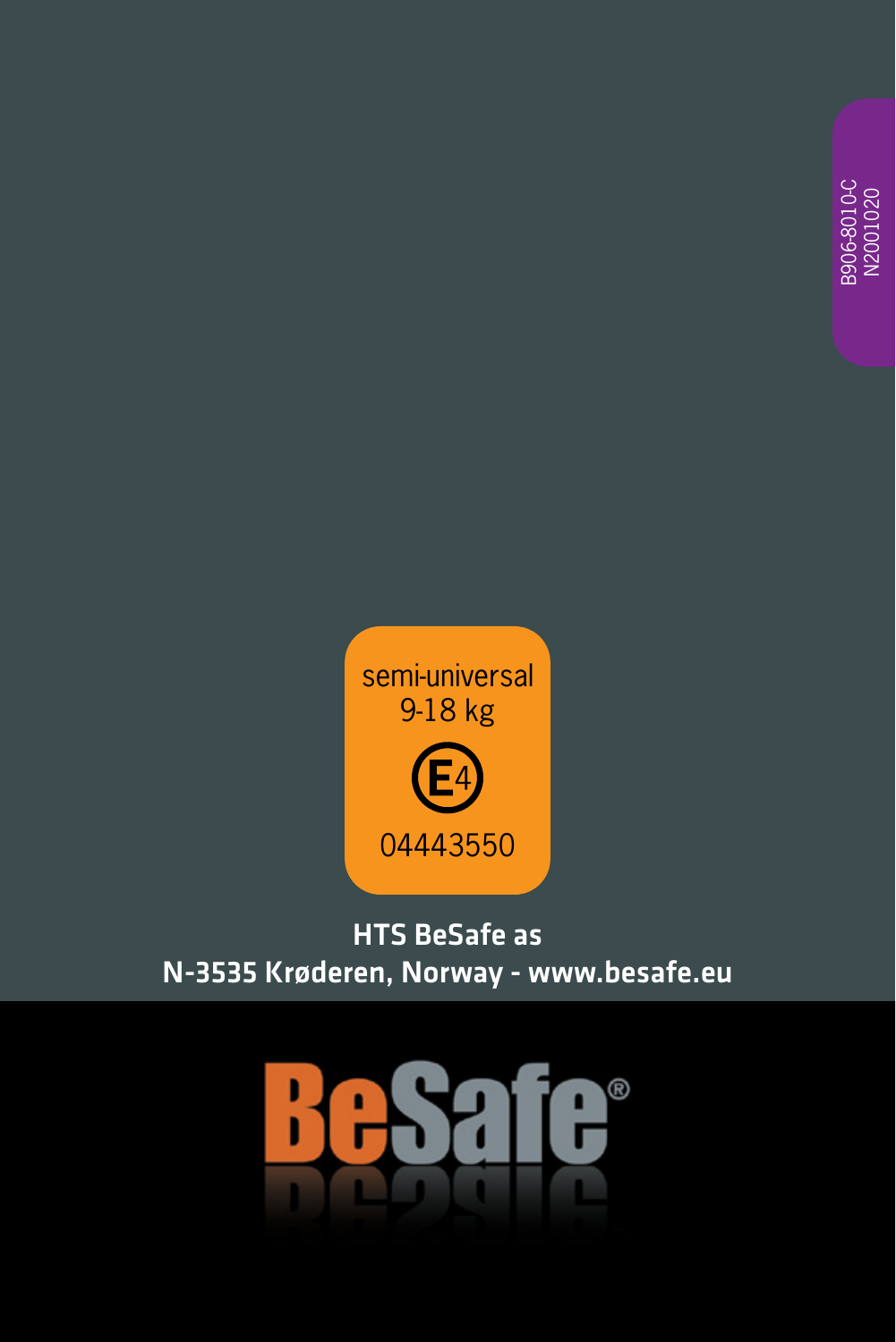B906-8010-C
N2001020

semi-universal
9-18 kg

E4

04443550

**HTS BeSafe as**
**N-3535 Krøderen, Norway - www.besafe.eu**

BeSafe®